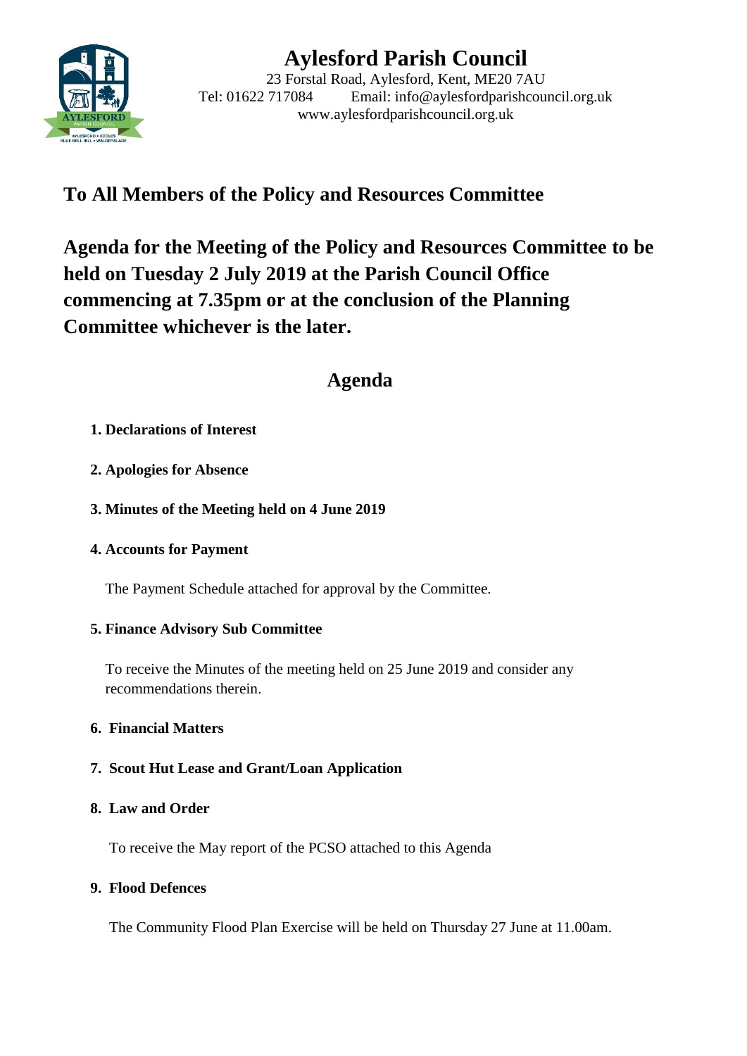# Aylesford Parish Council

23 Forstal Road, Aylesford, Kent, ME20 7AU
Tel: 01622 717084 Email: info@aylesfordparishcouncil.org.uk
www.aylesfordparishcouncil.org.uk

## To All Members of the Policy and Resources Committee

## Agenda for the Meeting of the Policy and Resources Committee to be held on Tuesday 2 July 2019 at the Parish Council Office commencing at 7.35pm or at the conclusion of the Planning Committee whichever is the later.

## Agenda

**1. Declarations of Interest**

**2. Apologies for Absence**

**3. Minutes of the Meeting held on 4 June 2019**

**4. Accounts for Payment**

The Payment Schedule attached for approval by the Committee.

**5. Finance Advisory Sub Committee**

To receive the Minutes of the meeting held on 25 June 2019 and consider any recommendations therein.

**6. Financial Matters**

**7. Scout Hut Lease and Grant/Loan Application**

**8. Law and Order**

To receive the May report of the PCSO attached to this Agenda

**9. Flood Defences**

The Community Flood Plan Exercise will be held on Thursday 27 June at 11.00am.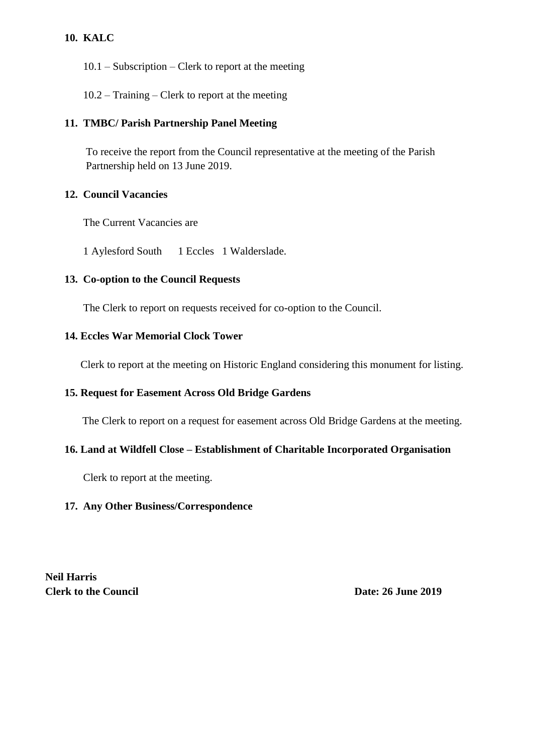**10. KALC**

10.1 – Subscription – Clerk to report at the meeting

10.2 – Training – Clerk to report at the meeting

**11. TMBC/ Parish Partnership Panel Meeting**

To receive the report from the Council representative at the meeting of the Parish Partnership held on 13 June 2019.

**12. Council Vacancies**

The Current Vacancies are

1 Aylesford South 1 Eccles 1 Walderslade.

**13. Co-option to the Council Requests**

The Clerk to report on requests received for co-option to the Council.

**14. Eccles War Memorial Clock Tower**

Clerk to report at the meeting on Historic England considering this monument for listing.

**15. Request for Easement Across Old Bridge Gardens**

The Clerk to report on a request for easement across Old Bridge Gardens at the meeting.

**16. Land at Wildfell Close – Establishment of Charitable Incorporated Organisation**

Clerk to report at the meeting.

**17. Any Other Business/Correspondence**

**Neil Harris**
**Clerk to the Council** **Date: 26 June 2019**